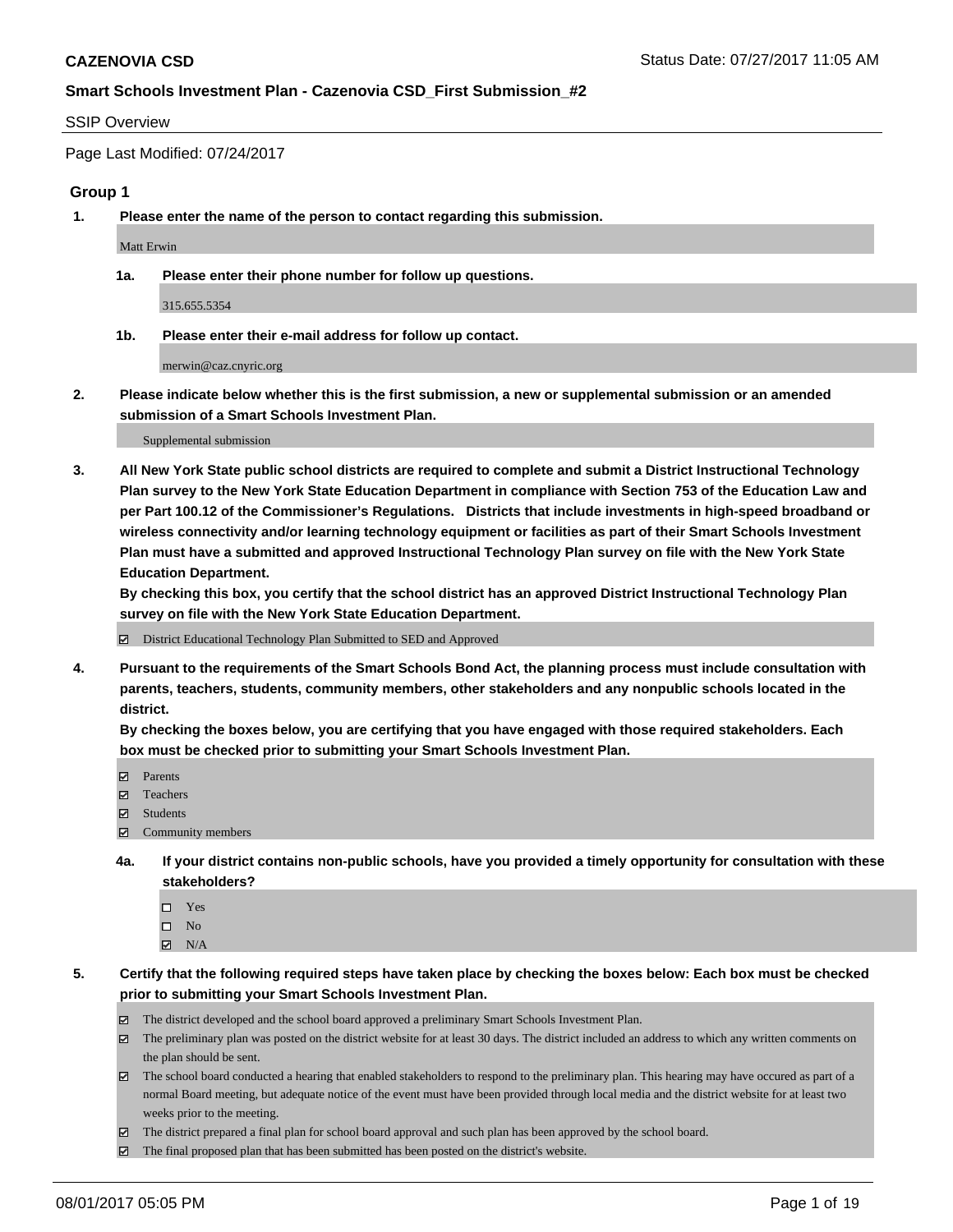**CAZENOVIA CSD** Status Date: 07/27/2017 11:05 AM

**Smart Schools Investment Plan - Cazenovia CSD_First Submission_#2**

SSIP Overview

Page Last Modified: 07/24/2017

### Group 1

1. **Please enter the name of the person to contact regarding this submission.**

   Matt Erwin

   1a. **Please enter their phone number for follow up questions.**

   315.655.5354

   1b. **Please enter their e-mail address for follow up contact.**

   merwin@caz.cnyric.org

2. **Please indicate below whether this is the first submission, a new or supplemental submission or an amended submission of a Smart Schools Investment Plan.**

   Supplemental submission

3. **All New York State public school districts are required to complete and submit a District Instructional Technology Plan survey to the New York State Education Department in compliance with Section 753 of the Education Law and per Part 100.12 of the Commissioner's Regulations. Districts that include investments in high-speed broadband or wireless connectivity and/or learning technology equipment or facilities as part of their Smart Schools Investment Plan must have a submitted and approved Instructional Technology Plan survey on file with the New York State Education Department.**
   **By checking this box, you certify that the school district has an approved District Instructional Technology Plan survey on file with the New York State Education Department.**

   ☑ District Educational Technology Plan Submitted to SED and Approved

4. **Pursuant to the requirements of the Smart Schools Bond Act, the planning process must include consultation with parents, teachers, students, community members, other stakeholders and any nonpublic schools located in the district.**
   **By checking the boxes below, you are certifying that you have engaged with those required stakeholders. Each box must be checked prior to submitting your Smart Schools Investment Plan.**

   ☑ Parents
   ☑ Teachers
   ☑ Students
   ☑ Community members

   4a. **If your district contains non-public schools, have you provided a timely opportunity for consultation with these stakeholders?**

   ☐ Yes
   ☐ No
   ☑ N/A

5. **Certify that the following required steps have taken place by checking the boxes below: Each box must be checked prior to submitting your Smart Schools Investment Plan.**

   ☑ The district developed and the school board approved a preliminary Smart Schools Investment Plan.
   ☑ The preliminary plan was posted on the district website for at least 30 days. The district included an address to which any written comments on the plan should be sent.
   ☑ The school board conducted a hearing that enabled stakeholders to respond to the preliminary plan. This hearing may have occured as part of a normal Board meeting, but adequate notice of the event must have been provided through local media and the district website for at least two weeks prior to the meeting.
   ☑ The district prepared a final plan for school board approval and such plan has been approved by the school board.
   ☑ The final proposed plan that has been submitted has been posted on the district's website.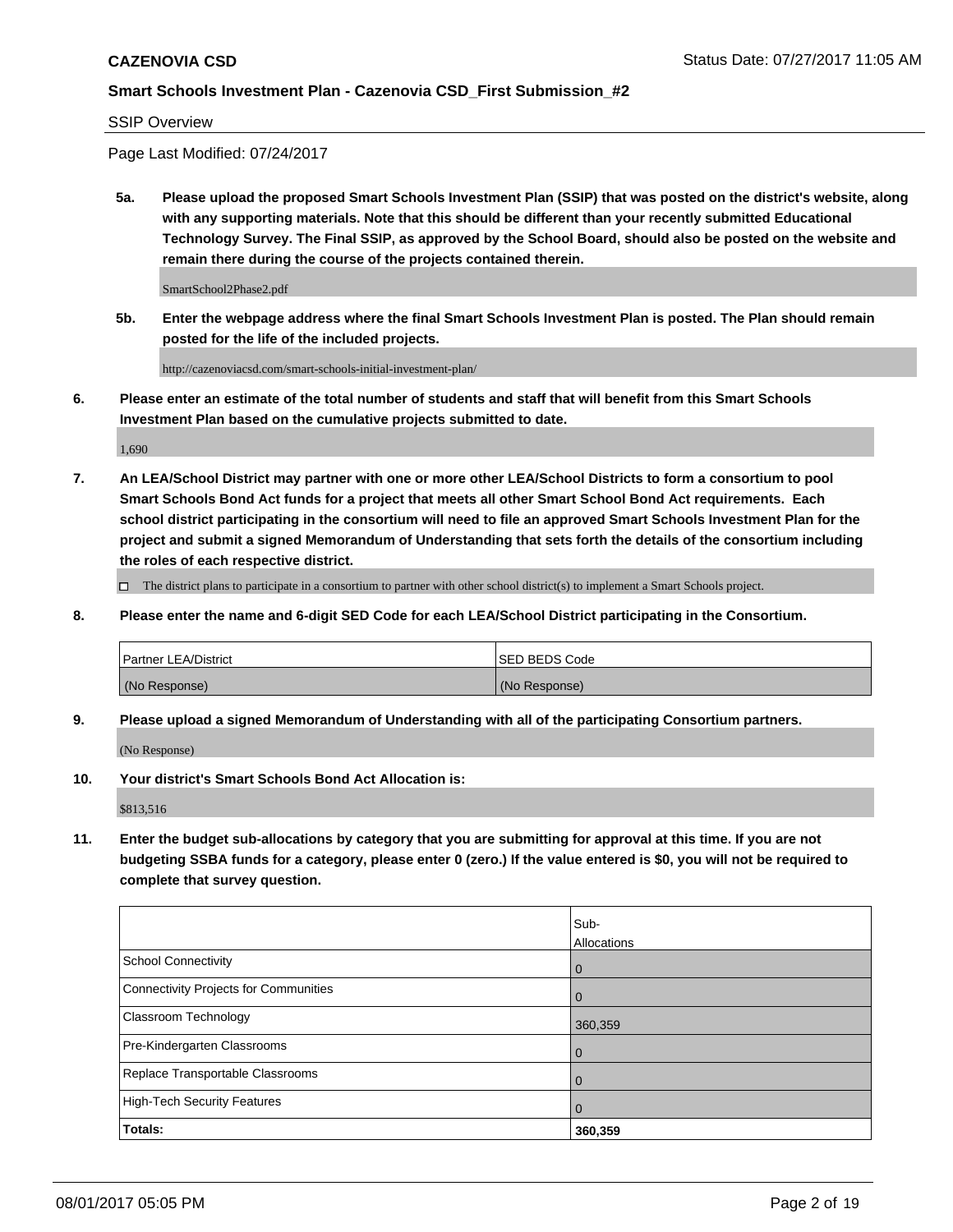SSIP Overview

Page Last Modified: 07/24/2017

**5a. Please upload the proposed Smart Schools Investment Plan (SSIP) that was posted on the district's website, along with any supporting materials. Note that this should be different than your recently submitted Educational Technology Survey. The Final SSIP, as approved by the School Board, should also be posted on the website and remain there during the course of the projects contained therein.**

SmartSchool2Phase2.pdf

**5b. Enter the webpage address where the final Smart Schools Investment Plan is posted. The Plan should remain posted for the life of the included projects.**

http://cazenoviacsd.com/smart-schools-initial-investment-plan/

**6. Please enter an estimate of the total number of students and staff that will benefit from this Smart Schools Investment Plan based on the cumulative projects submitted to date.**

1,690

**7. An LEA/School District may partner with one or more other LEA/School Districts to form a consortium to pool Smart Schools Bond Act funds for a project that meets all other Smart School Bond Act requirements. Each school district participating in the consortium will need to file an approved Smart Schools Investment Plan for the project and submit a signed Memorandum of Understanding that sets forth the details of the consortium including the roles of each respective district.**

☐ The district plans to participate in a consortium to partner with other school district(s) to implement a Smart Schools project.

**8. Please enter the name and 6-digit SED Code for each LEA/School District participating in the Consortium.**

| Partner LEA/District | SED BEDS Code |
|---|---|
| (No Response) | (No Response) |

**9. Please upload a signed Memorandum of Understanding with all of the participating Consortium partners.**

(No Response)

**10. Your district's Smart Schools Bond Act Allocation is:**

$813,516

**11. Enter the budget sub-allocations by category that you are submitting for approval at this time. If you are not budgeting SSBA funds for a category, please enter 0 (zero.) If the value entered is $0, you will not be required to complete that survey question.**

| | Sub-Allocations |
|---|---|
| School Connectivity | 0 |
| Connectivity Projects for Communities | 0 |
| Classroom Technology | 360,359 |
| Pre-Kindergarten Classrooms | 0 |
| Replace Transportable Classrooms | 0 |
| High-Tech Security Features | 0 |
| **Totals:** | **360,359** |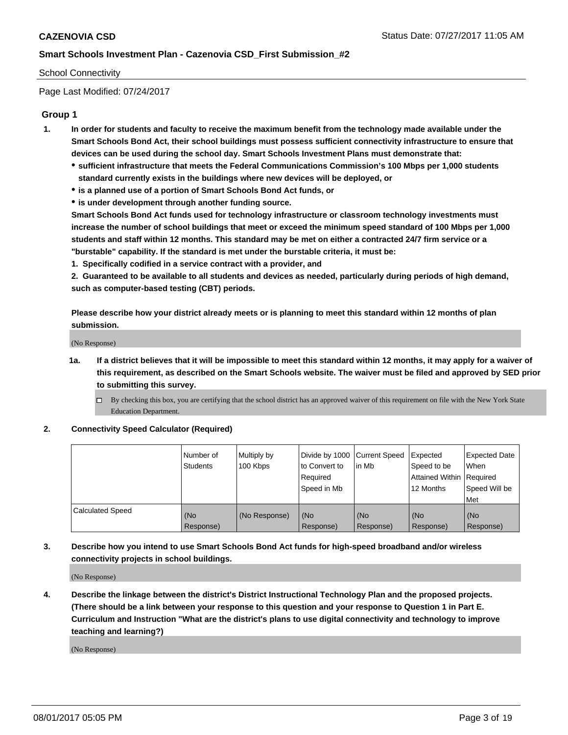**CAZENOVIA CSD** Status Date: 07/27/2017 11:05 AM

**Smart Schools Investment Plan - Cazenovia CSD_First Submission_#2**

School Connectivity

Page Last Modified: 07/24/2017

## Group 1

1. **In order for students and faculty to receive the maximum benefit from the technology made available under the Smart Schools Bond Act, their school buildings must possess sufficient connectivity infrastructure to ensure that devices can be used during the school day. Smart Schools Investment Plans must demonstrate that:**
   - **sufficient infrastructure that meets the Federal Communications Commission's 100 Mbps per 1,000 students standard currently exists in the buildings where new devices will be deployed, or**
   - **is a planned use of a portion of Smart Schools Bond Act funds, or**
   - **is under development through another funding source.**

   **Smart Schools Bond Act funds used for technology infrastructure or classroom technology investments must increase the number of school buildings that meet or exceed the minimum speed standard of 100 Mbps per 1,000 students and staff within 12 months. This standard may be met on either a contracted 24/7 firm service or a "burstable" capability. If the standard is met under the burstable criteria, it must be:**

   **1. Specifically codified in a service contract with a provider, and**

   **2. Guaranteed to be available to all students and devices as needed, particularly during periods of high demand, such as computer-based testing (CBT) periods.**

   **Please describe how your district already meets or is planning to meet this standard within 12 months of plan submission.**

   (No Response)

   1a. **If a district believes that it will be impossible to meet this standard within 12 months, it may apply for a waiver of this requirement, as described on the Smart Schools website. The waiver must be filed and approved by SED prior to submitting this survey.**

   ☐ By checking this box, you are certifying that the school district has an approved waiver of this requirement on file with the New York State Education Department.

2. **Connectivity Speed Calculator (Required)**

| | Number of Students | Multiply by 100 Kbps | Divide by 1000 to Convert to Required Speed in Mb | Current Speed in Mb | Expected Speed to be Attained Within 12 Months | Expected Date When Required Speed Will be Met |
|---|---|---|---|---|---|---|
| Calculated Speed | (No Response) | (No Response) | (No Response) | (No Response) | (No Response) | (No Response) |

3. **Describe how you intend to use Smart Schools Bond Act funds for high-speed broadband and/or wireless connectivity projects in school buildings.**

   (No Response)

4. **Describe the linkage between the district's District Instructional Technology Plan and the proposed projects. (There should be a link between your response to this question and your response to Question 1 in Part E. Curriculum and Instruction "What are the district's plans to use digital connectivity and technology to improve teaching and learning?)**

   (No Response)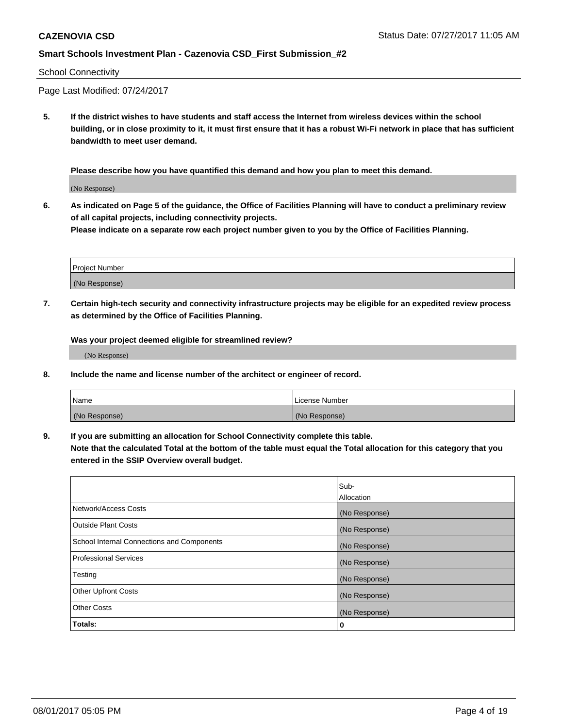School Connectivity

Page Last Modified: 07/24/2017

**5. If the district wishes to have students and staff access the Internet from wireless devices within the school building, or in close proximity to it, it must first ensure that it has a robust Wi-Fi network in place that has sufficient bandwidth to meet user demand.**

**Please describe how you have quantified this demand and how you plan to meet this demand.**

(No Response)

**6. As indicated on Page 5 of the guidance, the Office of Facilities Planning will have to conduct a preliminary review of all capital projects, including connectivity projects.**
**Please indicate on a separate row each project number given to you by the Office of Facilities Planning.**

| Project Number |
| --- |
| (No Response) |

**7. Certain high-tech security and connectivity infrastructure projects may be eligible for an expedited review process as determined by the Office of Facilities Planning.**

**Was your project deemed eligible for streamlined review?**

(No Response)

**8. Include the name and license number of the architect or engineer of record.**

| Name | License Number |
| --- | --- |
| (No Response) | (No Response) |

**9. If you are submitting an allocation for School Connectivity complete this table.**
**Note that the calculated Total at the bottom of the table must equal the Total allocation for this category that you entered in the SSIP Overview overall budget.**

| | Sub-Allocation |
| --- | --- |
| Network/Access Costs | (No Response) |
| Outside Plant Costs | (No Response) |
| School Internal Connections and Components | (No Response) |
| Professional Services | (No Response) |
| Testing | (No Response) |
| Other Upfront Costs | (No Response) |
| Other Costs | (No Response) |
| **Totals:** | **0** |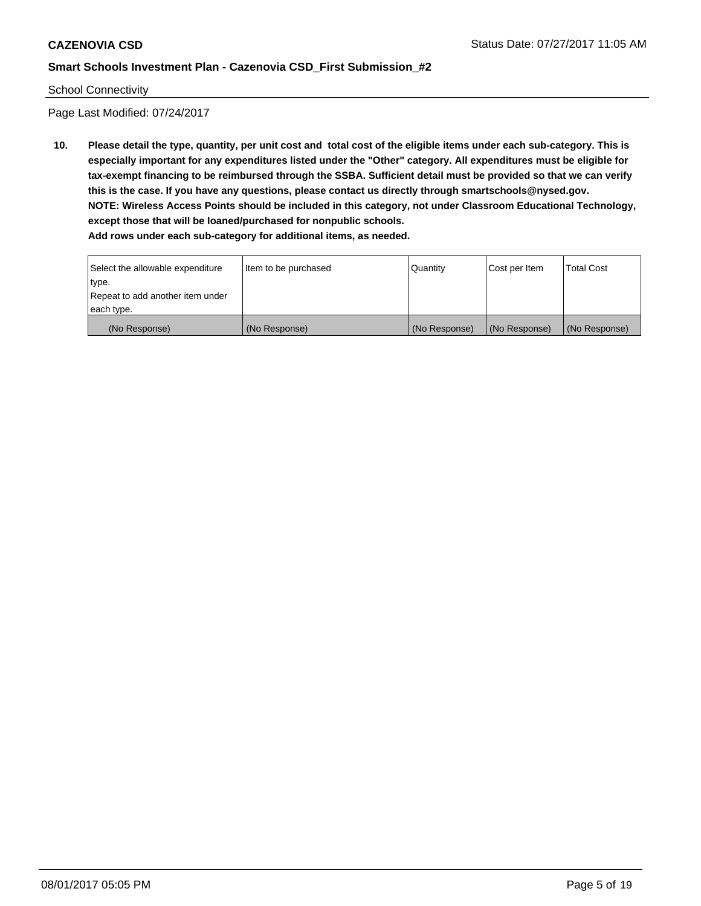School Connectivity

Page Last Modified: 07/24/2017

**10. Please detail the type, quantity, per unit cost and total cost of the eligible items under each sub-category. This is especially important for any expenditures listed under the "Other" category. All expenditures must be eligible for tax-exempt financing to be reimbursed through the SSBA. Sufficient detail must be provided so that we can verify this is the case. If you have any questions, please contact us directly through smartschools@nysed.gov.**
**NOTE: Wireless Access Points should be included in this category, not under Classroom Educational Technology, except those that will be loaned/purchased for nonpublic schools.**
**Add rows under each sub-category for additional items, as needed.**

| Select the allowable expenditure type. Repeat to add another item under each type. | Item to be purchased | Quantity | Cost per Item | Total Cost |
|---|---|---|---|---|
| (No Response) | (No Response) | (No Response) | (No Response) | (No Response) |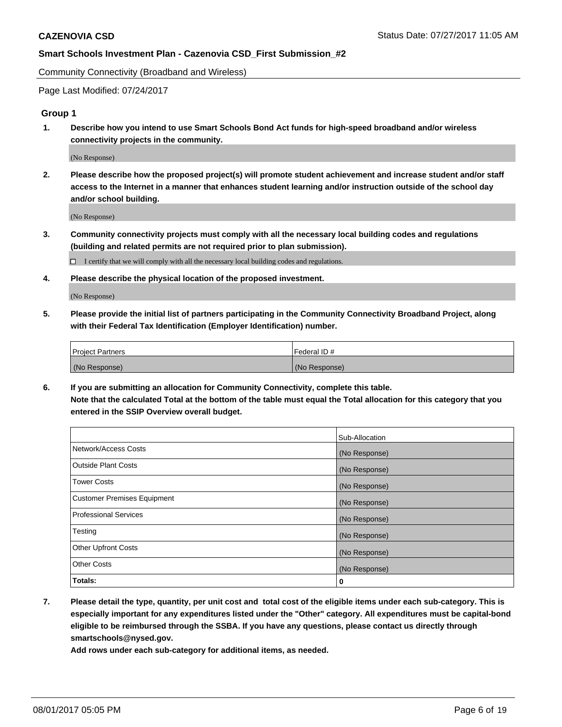Community Connectivity (Broadband and Wireless)

Page Last Modified: 07/24/2017

## Group 1

**1. Describe how you intend to use Smart Schools Bond Act funds for high-speed broadband and/or wireless connectivity projects in the community.**

(No Response)

**2. Please describe how the proposed project(s) will promote student achievement and increase student and/or staff access to the Internet in a manner that enhances student learning and/or instruction outside of the school day and/or school building.**

(No Response)

**3. Community connectivity projects must comply with all the necessary local building codes and regulations (building and related permits are not required prior to plan submission).**

☐ I certify that we will comply with all the necessary local building codes and regulations.

**4. Please describe the physical location of the proposed investment.**

(No Response)

**5. Please provide the initial list of partners participating in the Community Connectivity Broadband Project, along with their Federal Tax Identification (Employer Identification) number.**

| Project Partners | Federal ID # |
|---|---|
| (No Response) | (No Response) |

**6. If you are submitting an allocation for Community Connectivity, complete this table. Note that the calculated Total at the bottom of the table must equal the Total allocation for this category that you entered in the SSIP Overview overall budget.**

| | Sub-Allocation |
|---|---|
| Network/Access Costs | (No Response) |
| Outside Plant Costs | (No Response) |
| Tower Costs | (No Response) |
| Customer Premises Equipment | (No Response) |
| Professional Services | (No Response) |
| Testing | (No Response) |
| Other Upfront Costs | (No Response) |
| Other Costs | (No Response) |
| **Totals:** | **0** |

**7. Please detail the type, quantity, per unit cost and total cost of the eligible items under each sub-category. This is especially important for any expenditures listed under the "Other" category. All expenditures must be capital-bond eligible to be reimbursed through the SSBA. If you have any questions, please contact us directly through smartschools@nysed.gov.**

**Add rows under each sub-category for additional items, as needed.**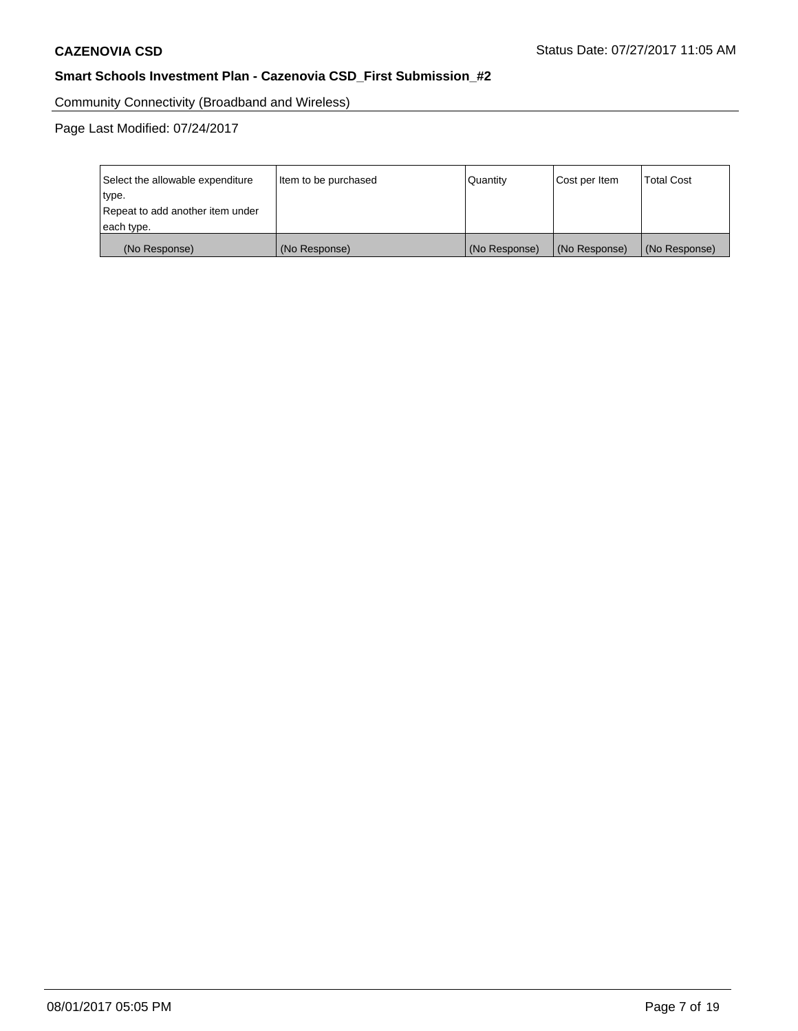Community Connectivity (Broadband and Wireless)

Page Last Modified: 07/24/2017

| Select the allowable expenditure type. Repeat to add another item under each type. | Item to be purchased | Quantity | Cost per Item | Total Cost |
|---|---|---|---|---|
| (No Response) | (No Response) | (No Response) | (No Response) | (No Response) |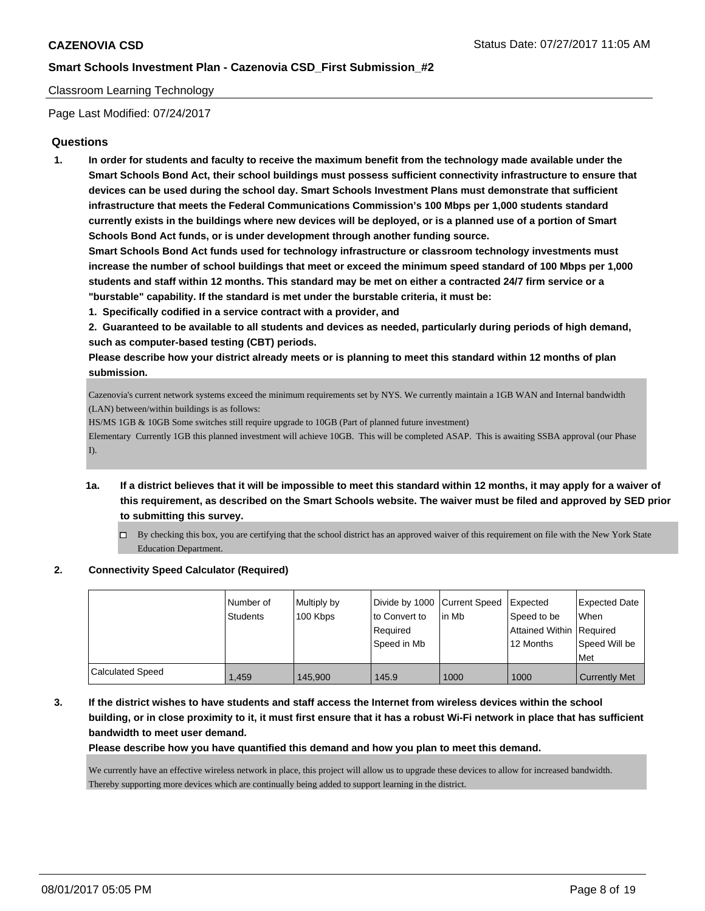**CAZENOVIA CSD** Status Date: 07/27/2017 11:05 AM

**Smart Schools Investment Plan - Cazenovia CSD_First Submission_#2**

Classroom Learning Technology

Page Last Modified: 07/24/2017

## Questions

**1. In order for students and faculty to receive the maximum benefit from the technology made available under the Smart Schools Bond Act, their school buildings must possess sufficient connectivity infrastructure to ensure that devices can be used during the school day. Smart Schools Investment Plans must demonstrate that sufficient infrastructure that meets the Federal Communications Commission's 100 Mbps per 1,000 students standard currently exists in the buildings where new devices will be deployed, or is a planned use of a portion of Smart Schools Bond Act funds, or is under development through another funding source.**

**Smart Schools Bond Act funds used for technology infrastructure or classroom technology investments must increase the number of school buildings that meet or exceed the minimum speed standard of 100 Mbps per 1,000 students and staff within 12 months. This standard may be met on either a contracted 24/7 firm service or a "burstable" capability. If the standard is met under the burstable criteria, it must be:**

**1. Specifically codified in a service contract with a provider, and**

**2. Guaranteed to be available to all students and devices as needed, particularly during periods of high demand, such as computer-based testing (CBT) periods.**

**Please describe how your district already meets or is planning to meet this standard within 12 months of plan submission.**

Cazenovia's current network systems exceed the minimum requirements set by NYS. We currently maintain a 1GB WAN and Internal bandwidth (LAN) between/within buildings is as follows:
HS/MS 1GB & 10GB Some switches still require upgrade to 10GB (Part of planned future investment)
Elementary Currently 1GB this planned investment will achieve 10GB. This will be completed ASAP. This is awaiting SSBA approval (our Phase I).

**1a. If a district believes that it will be impossible to meet this standard within 12 months, it may apply for a waiver of this requirement, as described on the Smart Schools website. The waiver must be filed and approved by SED prior to submitting this survey.**

- [ ] By checking this box, you are certifying that the school district has an approved waiver of this requirement on file with the New York State Education Department.

**2. Connectivity Speed Calculator (Required)**

| | Number of Students | Multiply by 100 Kbps | Divide by 1000 to Convert to Required Speed in Mb | Current Speed in Mb | Expected Speed to be Attained Within 12 Months | Expected Date When Required Speed Will be Met |
|---|---|---|---|---|---|---|
| Calculated Speed | 1,459 | 145,900 | 145.9 | 1000 | 1000 | Currently Met |

**3. If the district wishes to have students and staff access the Internet from wireless devices within the school building, or in close proximity to it, it must first ensure that it has a robust Wi-Fi network in place that has sufficient bandwidth to meet user demand.**

**Please describe how you have quantified this demand and how you plan to meet this demand.**

We currently have an effective wireless network in place, this project will allow us to upgrade these devices to allow for increased bandwidth. Thereby supporting more devices which are continually being added to support learning in the district.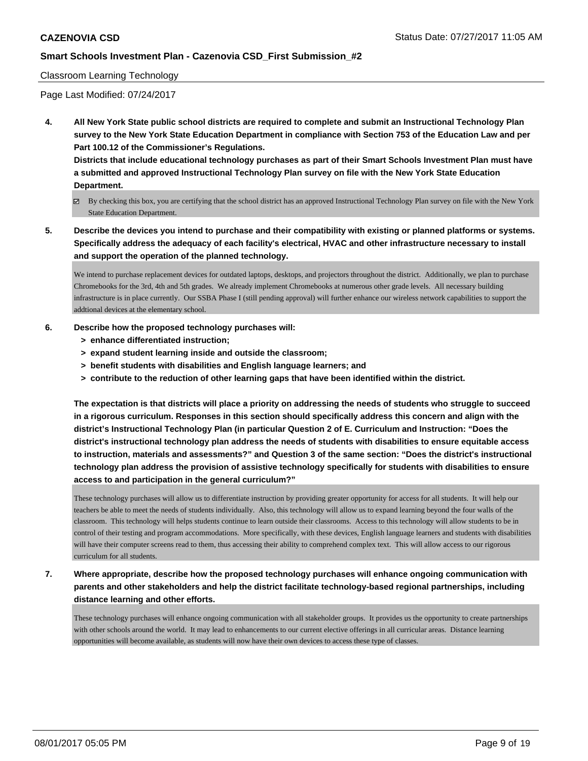Classroom Learning Technology

Page Last Modified: 07/24/2017

**4. All New York State public school districts are required to complete and submit an Instructional Technology Plan survey to the New York State Education Department in compliance with Section 753 of the Education Law and per Part 100.12 of the Commissioner's Regulations.**

**Districts that include educational technology purchases as part of their Smart Schools Investment Plan must have a submitted and approved Instructional Technology Plan survey on file with the New York State Education Department.**

☑ By checking this box, you are certifying that the school district has an approved Instructional Technology Plan survey on file with the New York State Education Department.

**5. Describe the devices you intend to purchase and their compatibility with existing or planned platforms or systems. Specifically address the adequacy of each facility's electrical, HVAC and other infrastructure necessary to install and support the operation of the planned technology.**

We intend to purchase replacement devices for outdated laptops, desktops, and projectors throughout the district. Additionally, we plan to purchase Chromebooks for the 3rd, 4th and 5th grades. We already implement Chromebooks at numerous other grade levels. All necessary building infrastructure is in place currently. Our SSBA Phase I (still pending approval) will further enhance our wireless network capabilities to support the addtional devices at the elementary school.

**6. Describe how the proposed technology purchases will:**
- **> enhance differentiated instruction;**
- **> expand student learning inside and outside the classroom;**
- **> benefit students with disabilities and English language learners; and**
- **> contribute to the reduction of other learning gaps that have been identified within the district.**

**The expectation is that districts will place a priority on addressing the needs of students who struggle to succeed in a rigorous curriculum. Responses in this section should specifically address this concern and align with the district's Instructional Technology Plan (in particular Question 2 of E. Curriculum and Instruction: "Does the district's instructional technology plan address the needs of students with disabilities to ensure equitable access to instruction, materials and assessments?" and Question 3 of the same section: "Does the district's instructional technology plan address the provision of assistive technology specifically for students with disabilities to ensure access to and participation in the general curriculum?"**

These technology purchases will allow us to differentiate instruction by providing greater opportunity for access for all students. It will help our teachers be able to meet the needs of students individually. Also, this technology will allow us to expand learning beyond the four walls of the classroom. This technology will helps students continue to learn outside their classrooms. Access to this technology will allow students to be in control of their testing and program accommodations. More specifically, with these devices, English language learners and students with disabilities will have their computer screens read to them, thus accessing their ability to comprehend complex text. This will allow access to our rigorous curriculum for all students.

**7. Where appropriate, describe how the proposed technology purchases will enhance ongoing communication with parents and other stakeholders and help the district facilitate technology-based regional partnerships, including distance learning and other efforts.**

These technology purchases will enhance ongoing communication with all stakeholder groups. It provides us the opportunity to create partnerships with other schools around the world. It may lead to enhancements to our current elective offerings in all curricular areas. Distance learning opportunities will become available, as students will now have their own devices to access these type of classes.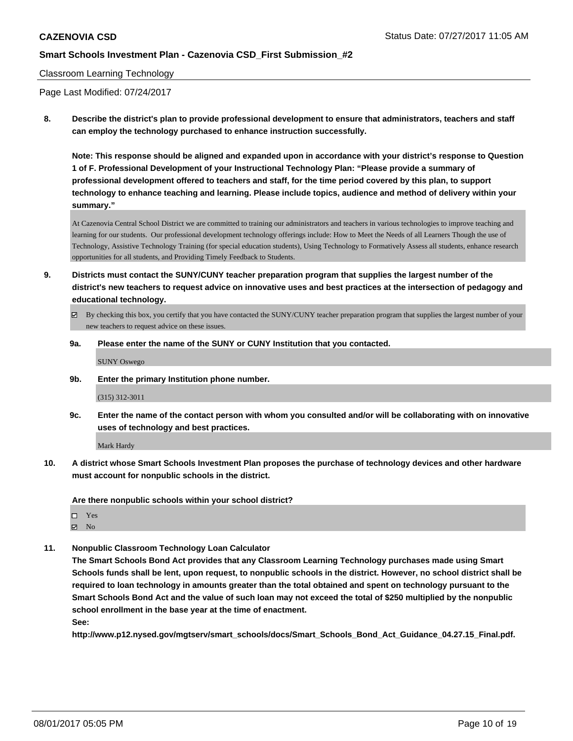Classroom Learning Technology

Page Last Modified: 07/24/2017

**8. Describe the district's plan to provide professional development to ensure that administrators, teachers and staff can employ the technology purchased to enhance instruction successfully.**

**Note: This response should be aligned and expanded upon in accordance with your district's response to Question 1 of F. Professional Development of your Instructional Technology Plan: "Please provide a summary of professional development offered to teachers and staff, for the time period covered by this plan, to support technology to enhance teaching and learning. Please include topics, audience and method of delivery within your summary."**

At Cazenovia Central School District we are committed to training our administrators and teachers in various technologies to improve teaching and learning for our students. Our professional development technology offerings include: How to Meet the Needs of all Learners Though the use of Technology, Assistive Technology Training (for special education students), Using Technology to Formatively Assess all students, enhance research opportunities for all students, and Providing Timely Feedback to Students.

**9. Districts must contact the SUNY/CUNY teacher preparation program that supplies the largest number of the district's new teachers to request advice on innovative uses and best practices at the intersection of pedagogy and educational technology.**

- [x] By checking this box, you certify that you have contacted the SUNY/CUNY teacher preparation program that supplies the largest number of your new teachers to request advice on these issues.

**9a. Please enter the name of the SUNY or CUNY Institution that you contacted.**

SUNY Oswego

**9b. Enter the primary Institution phone number.**

(315) 312-3011

**9c. Enter the name of the contact person with whom you consulted and/or will be collaborating with on innovative uses of technology and best practices.**

Mark Hardy

**10. A district whose Smart Schools Investment Plan proposes the purchase of technology devices and other hardware must account for nonpublic schools in the district.**

**Are there nonpublic schools within your school district?**

- [ ] Yes
- [x] No

**11. Nonpublic Classroom Technology Loan Calculator**

**The Smart Schools Bond Act provides that any Classroom Learning Technology purchases made using Smart Schools funds shall be lent, upon request, to nonpublic schools in the district. However, no school district shall be required to loan technology in amounts greater than the total obtained and spent on technology pursuant to the Smart Schools Bond Act and the value of such loan may not exceed the total of $250 multiplied by the nonpublic school enrollment in the base year at the time of enactment.**

**See:**

**http://www.p12.nysed.gov/mgtserv/smart_schools/docs/Smart_Schools_Bond_Act_Guidance_04.27.15_Final.pdf.**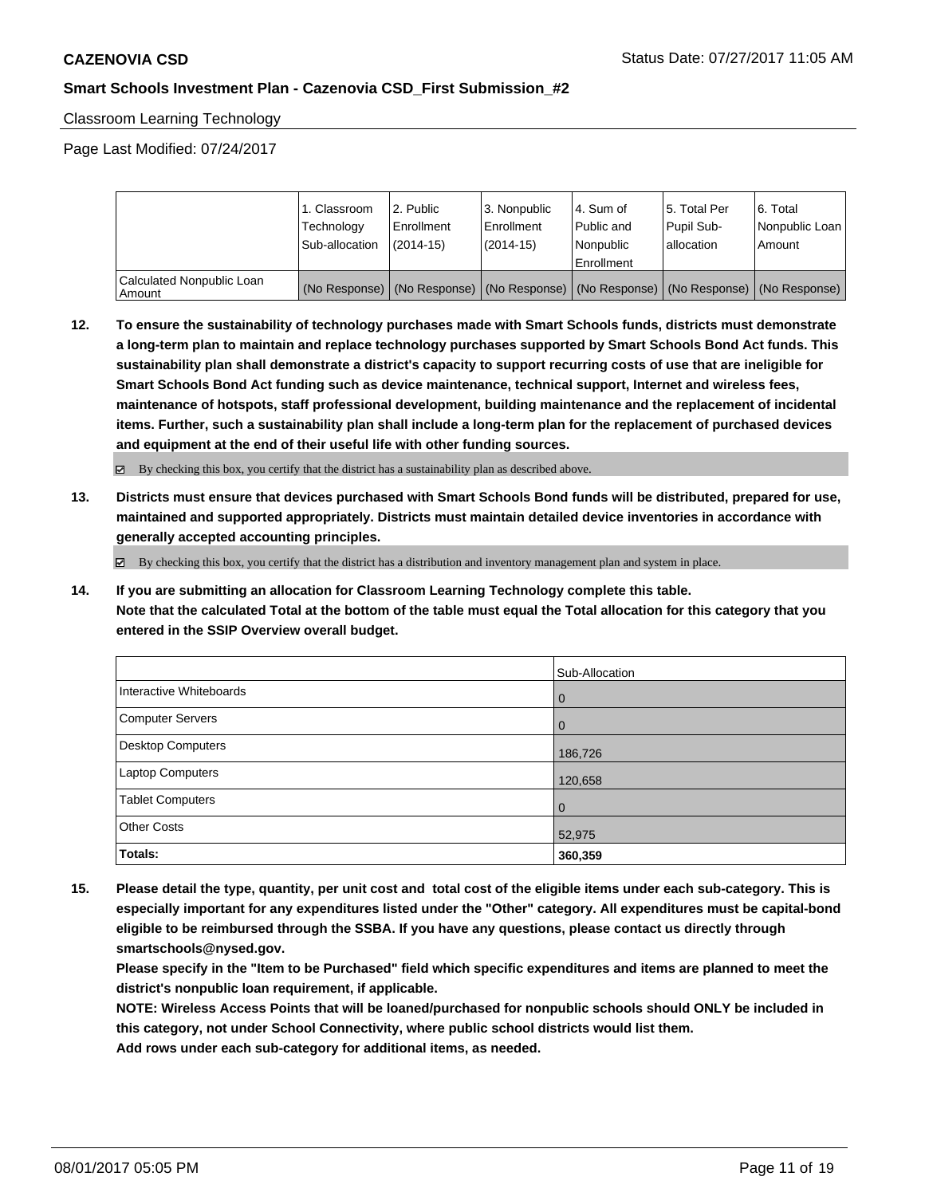## Classroom Learning Technology

Page Last Modified: 07/24/2017

| | 1. Classroom Technology Sub-allocation | 2. Public Enrollment (2014-15) | 3. Nonpublic Enrollment (2014-15) | 4. Sum of Public and Nonpublic Enrollment | 5. Total Per Pupil Sub-allocation | 6. Total Nonpublic Loan Amount |
|---|---|---|---|---|---|---|
| Calculated Nonpublic Loan Amount | (No Response) | (No Response) | (No Response) | (No Response) | (No Response) | (No Response) |

**12. To ensure the sustainability of technology purchases made with Smart Schools funds, districts must demonstrate a long-term plan to maintain and replace technology purchases supported by Smart Schools Bond Act funds. This sustainability plan shall demonstrate a district's capacity to support recurring costs of use that are ineligible for Smart Schools Bond Act funding such as device maintenance, technical support, Internet and wireless fees, maintenance of hotspots, staff professional development, building maintenance and the replacement of incidental items. Further, such a sustainability plan shall include a long-term plan for the replacement of purchased devices and equipment at the end of their useful life with other funding sources.**

☑ By checking this box, you certify that the district has a sustainability plan as described above.

**13. Districts must ensure that devices purchased with Smart Schools Bond funds will be distributed, prepared for use, maintained and supported appropriately. Districts must maintain detailed device inventories in accordance with generally accepted accounting principles.**

☑ By checking this box, you certify that the district has a distribution and inventory management plan and system in place.

**14. If you are submitting an allocation for Classroom Learning Technology complete this table. Note that the calculated Total at the bottom of the table must equal the Total allocation for this category that you entered in the SSIP Overview overall budget.**

| | Sub-Allocation |
|---|---|
| Interactive Whiteboards | 0 |
| Computer Servers | 0 |
| Desktop Computers | 186,726 |
| Laptop Computers | 120,658 |
| Tablet Computers | 0 |
| Other Costs | 52,975 |
| **Totals:** | **360,359** |

**15. Please detail the type, quantity, per unit cost and total cost of the eligible items under each sub-category. This is especially important for any expenditures listed under the "Other" category. All expenditures must be capital-bond eligible to be reimbursed through the SSBA. If you have any questions, please contact us directly through smartschools@nysed.gov.**

**Please specify in the "Item to be Purchased" field which specific expenditures and items are planned to meet the district's nonpublic loan requirement, if applicable.**

**NOTE: Wireless Access Points that will be loaned/purchased for nonpublic schools should ONLY be included in this category, not under School Connectivity, where public school districts would list them.**

**Add rows under each sub-category for additional items, as needed.**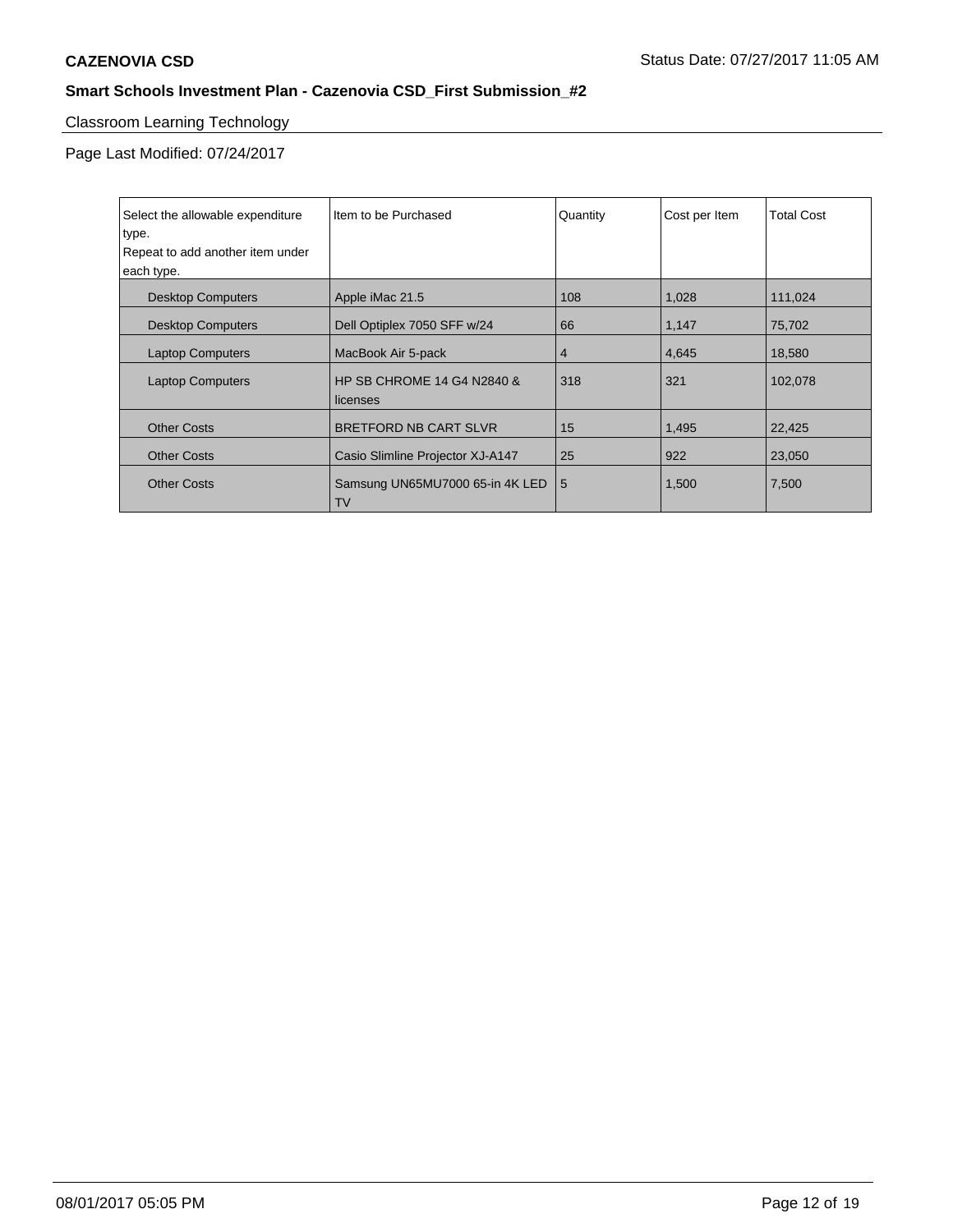**CAZENOVIA CSD** Status Date: 07/27/2017 11:05 AM

**Smart Schools Investment Plan - Cazenovia CSD_First Submission_#2**

Classroom Learning Technology

Page Last Modified: 07/24/2017

| Select the allowable expenditure type.<br>Repeat to add another item under each type. | Item to be Purchased | Quantity | Cost per Item | Total Cost |
|---|---|---|---|---|
| Desktop Computers | Apple iMac 21.5 | 108 | 1,028 | 111,024 |
| Desktop Computers | Dell Optiplex 7050 SFF w/24 | 66 | 1,147 | 75,702 |
| Laptop Computers | MacBook Air 5-pack | 4 | 4,645 | 18,580 |
| Laptop Computers | HP SB CHROME 14 G4 N2840 & licenses | 318 | 321 | 102,078 |
| Other Costs | BRETFORD NB CART SLVR | 15 | 1,495 | 22,425 |
| Other Costs | Casio Slimline Projector XJ-A147 | 25 | 922 | 23,050 |
| Other Costs | Samsung UN65MU7000 65-in 4K LED TV | 5 | 1,500 | 7,500 |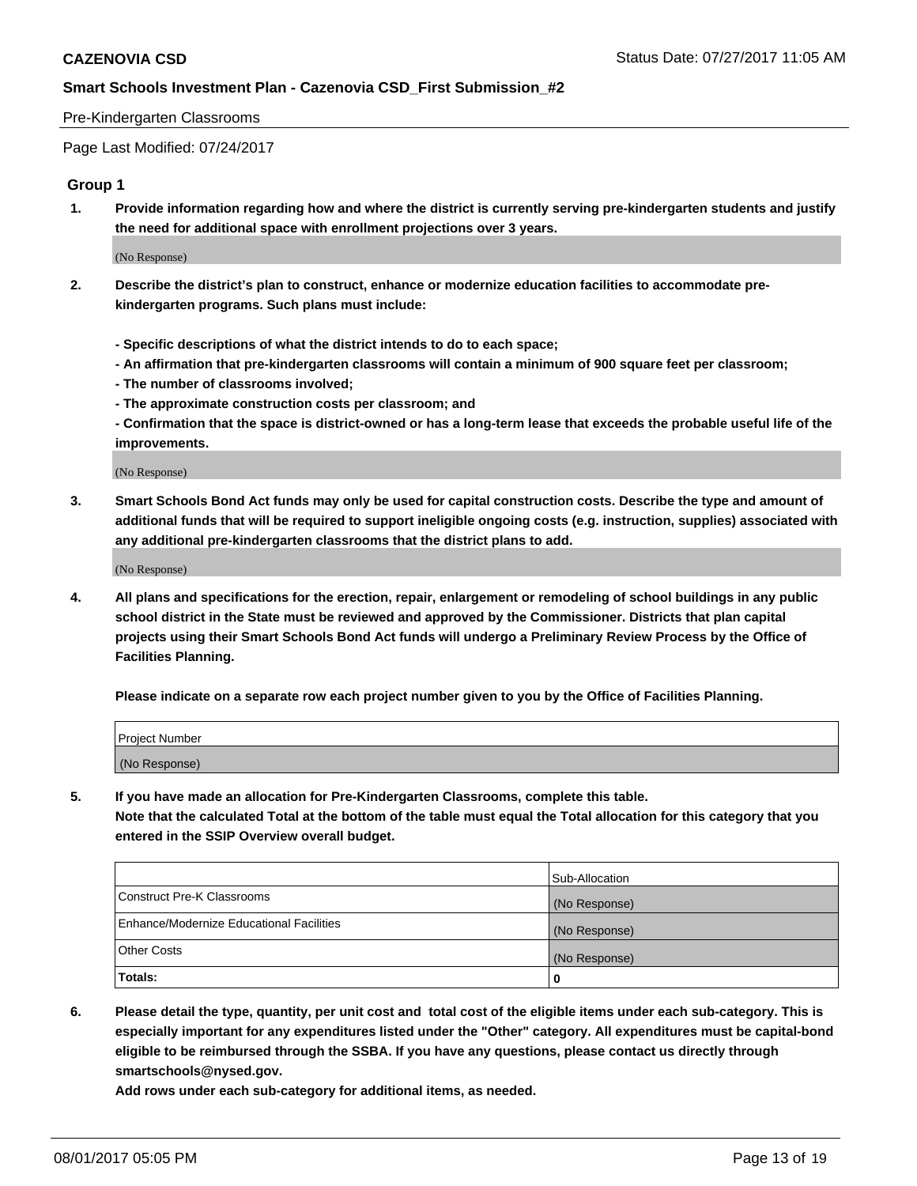Pre-Kindergarten Classrooms

Page Last Modified: 07/24/2017

## Group 1

**1. Provide information regarding how and where the district is currently serving pre-kindergarten students and justify the need for additional space with enrollment projections over 3 years.**

(No Response)

**2. Describe the district's plan to construct, enhance or modernize education facilities to accommodate pre-kindergarten programs. Such plans must include:**

**- Specific descriptions of what the district intends to do to each space;**

**- An affirmation that pre-kindergarten classrooms will contain a minimum of 900 square feet per classroom;**

**- The number of classrooms involved;**

**- The approximate construction costs per classroom; and**

**- Confirmation that the space is district-owned or has a long-term lease that exceeds the probable useful life of the improvements.**

(No Response)

**3. Smart Schools Bond Act funds may only be used for capital construction costs. Describe the type and amount of additional funds that will be required to support ineligible ongoing costs (e.g. instruction, supplies) associated with any additional pre-kindergarten classrooms that the district plans to add.**

(No Response)

**4. All plans and specifications for the erection, repair, enlargement or remodeling of school buildings in any public school district in the State must be reviewed and approved by the Commissioner. Districts that plan capital projects using their Smart Schools Bond Act funds will undergo a Preliminary Review Process by the Office of Facilities Planning.**

**Please indicate on a separate row each project number given to you by the Office of Facilities Planning.**

| Project Number |
|---|
| (No Response) |

**5. If you have made an allocation for Pre-Kindergarten Classrooms, complete this table.**
**Note that the calculated Total at the bottom of the table must equal the Total allocation for this category that you entered in the SSIP Overview overall budget.**

| | Sub-Allocation |
|---|---|
| Construct Pre-K Classrooms | (No Response) |
| Enhance/Modernize Educational Facilities | (No Response) |
| Other Costs | (No Response) |
| **Totals:** | **0** |

**6. Please detail the type, quantity, per unit cost and total cost of the eligible items under each sub-category. This is especially important for any expenditures listed under the "Other" category. All expenditures must be capital-bond eligible to be reimbursed through the SSBA. If you have any questions, please contact us directly through smartschools@nysed.gov.**

**Add rows under each sub-category for additional items, as needed.**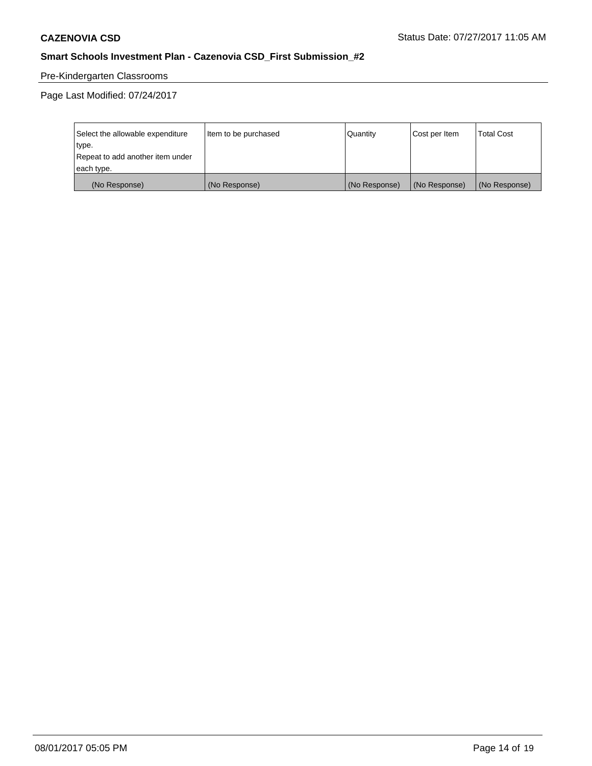Pre-Kindergarten Classrooms

Page Last Modified: 07/24/2017

| Select the allowable expenditure type. Repeat to add another item under each type. | Item to be purchased | Quantity | Cost per Item | Total Cost |
|---|---|---|---|---|
| (No Response) | (No Response) | (No Response) | (No Response) | (No Response) |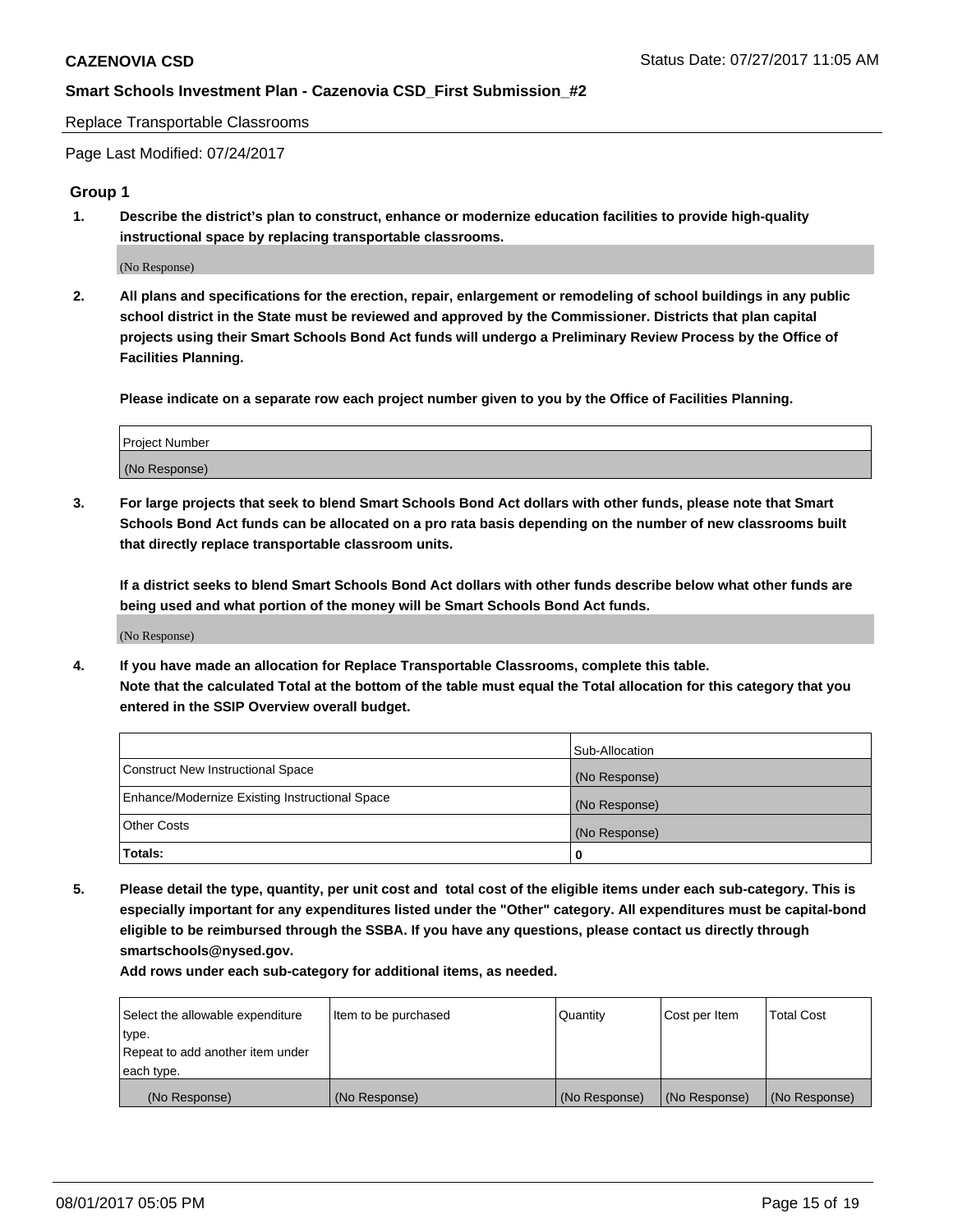Replace Transportable Classrooms

Page Last Modified: 07/24/2017

## Group 1

**1. Describe the district's plan to construct, enhance or modernize education facilities to provide high-quality instructional space by replacing transportable classrooms.**

(No Response)

**2. All plans and specifications for the erection, repair, enlargement or remodeling of school buildings in any public school district in the State must be reviewed and approved by the Commissioner. Districts that plan capital projects using their Smart Schools Bond Act funds will undergo a Preliminary Review Process by the Office of Facilities Planning.**

**Please indicate on a separate row each project number given to you by the Office of Facilities Planning.**

| Project Number |
|---|
| (No Response) |

**3. For large projects that seek to blend Smart Schools Bond Act dollars with other funds, please note that Smart Schools Bond Act funds can be allocated on a pro rata basis depending on the number of new classrooms built that directly replace transportable classroom units.**

**If a district seeks to blend Smart Schools Bond Act dollars with other funds describe below what other funds are being used and what portion of the money will be Smart Schools Bond Act funds.**

(No Response)

**4. If you have made an allocation for Replace Transportable Classrooms, complete this table. Note that the calculated Total at the bottom of the table must equal the Total allocation for this category that you entered in the SSIP Overview overall budget.**

| | Sub-Allocation |
|---|---|
| Construct New Instructional Space | (No Response) |
| Enhance/Modernize Existing Instructional Space | (No Response) |
| Other Costs | (No Response) |
| **Totals:** | **0** |

**5. Please detail the type, quantity, per unit cost and total cost of the eligible items under each sub-category. This is especially important for any expenditures listed under the "Other" category. All expenditures must be capital-bond eligible to be reimbursed through the SSBA. If you have any questions, please contact us directly through smartschools@nysed.gov.**

**Add rows under each sub-category for additional items, as needed.**

| Select the allowable expenditure type. Repeat to add another item under each type. | Item to be purchased | Quantity | Cost per Item | Total Cost |
|---|---|---|---|---|
| (No Response) | (No Response) | (No Response) | (No Response) | (No Response) |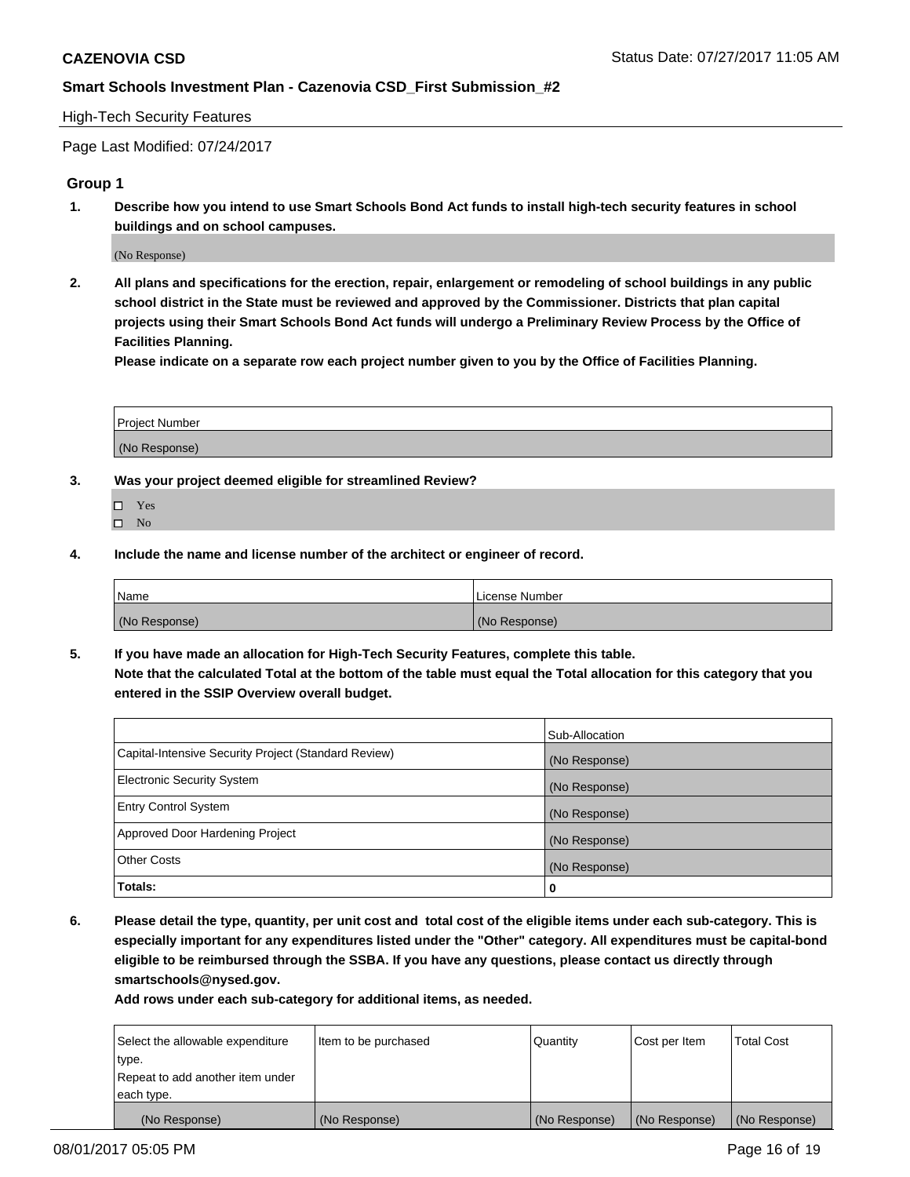**CAZENOVIA CSD** Status Date: 07/27/2017 11:05 AM

**Smart Schools Investment Plan - Cazenovia CSD_First Submission_#2**

High-Tech Security Features

Page Last Modified: 07/24/2017

## Group 1

**1. Describe how you intend to use Smart Schools Bond Act funds to install high-tech security features in school buildings and on school campuses.**

(No Response)

**2. All plans and specifications for the erection, repair, enlargement or remodeling of school buildings in any public school district in the State must be reviewed and approved by the Commissioner. Districts that plan capital projects using their Smart Schools Bond Act funds will undergo a Preliminary Review Process by the Office of Facilities Planning.**

**Please indicate on a separate row each project number given to you by the Office of Facilities Planning.**

| Project Number |
|---|
| (No Response) |

**3. Was your project deemed eligible for streamlined Review?**

- ☐ Yes
- ☐ No

**4. Include the name and license number of the architect or engineer of record.**

| Name | License Number |
|---|---|
| (No Response) | (No Response) |

**5. If you have made an allocation for High-Tech Security Features, complete this table.**
**Note that the calculated Total at the bottom of the table must equal the Total allocation for this category that you entered in the SSIP Overview overall budget.**

| | Sub-Allocation |
|---|---|
| Capital-Intensive Security Project (Standard Review) | (No Response) |
| Electronic Security System | (No Response) |
| Entry Control System | (No Response) |
| Approved Door Hardening Project | (No Response) |
| Other Costs | (No Response) |
| **Totals:** | **0** |

**6. Please detail the type, quantity, per unit cost and total cost of the eligible items under each sub-category. This is especially important for any expenditures listed under the "Other" category. All expenditures must be capital-bond eligible to be reimbursed through the SSBA. If you have any questions, please contact us directly through smartschools@nysed.gov.**

**Add rows under each sub-category for additional items, as needed.**

| Select the allowable expenditure type. Repeat to add another item under each type. | Item to be purchased | Quantity | Cost per Item | Total Cost |
|---|---|---|---|---|
| (No Response) | (No Response) | (No Response) | (No Response) | (No Response) |

08/01/2017 05:05 PM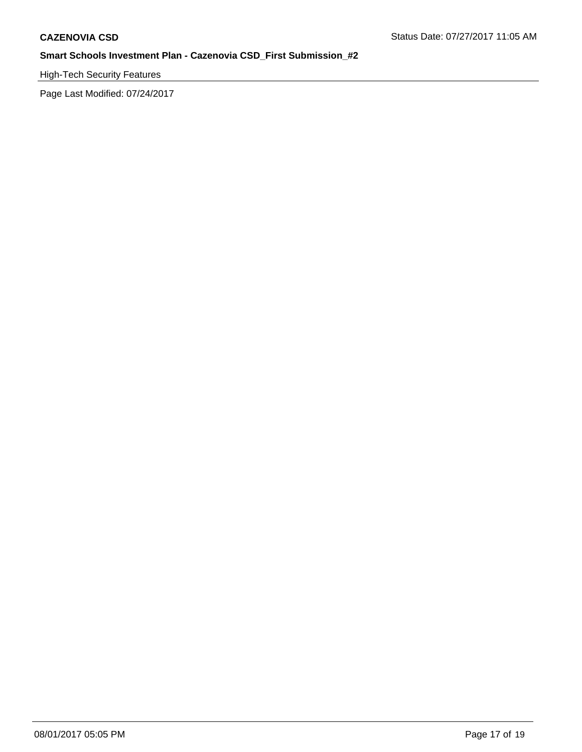High-Tech Security Features

Page Last Modified: 07/24/2017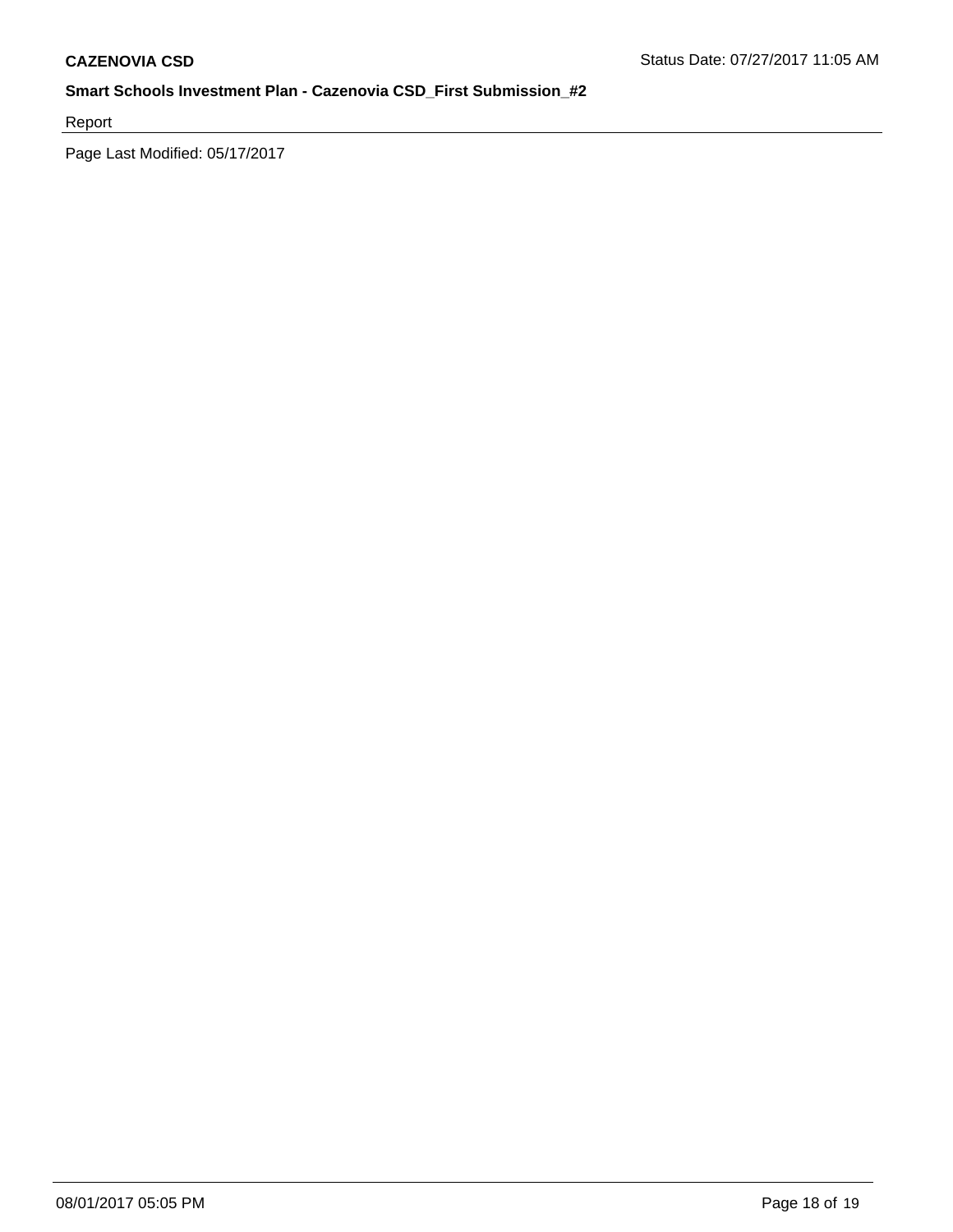Report

Page Last Modified: 05/17/2017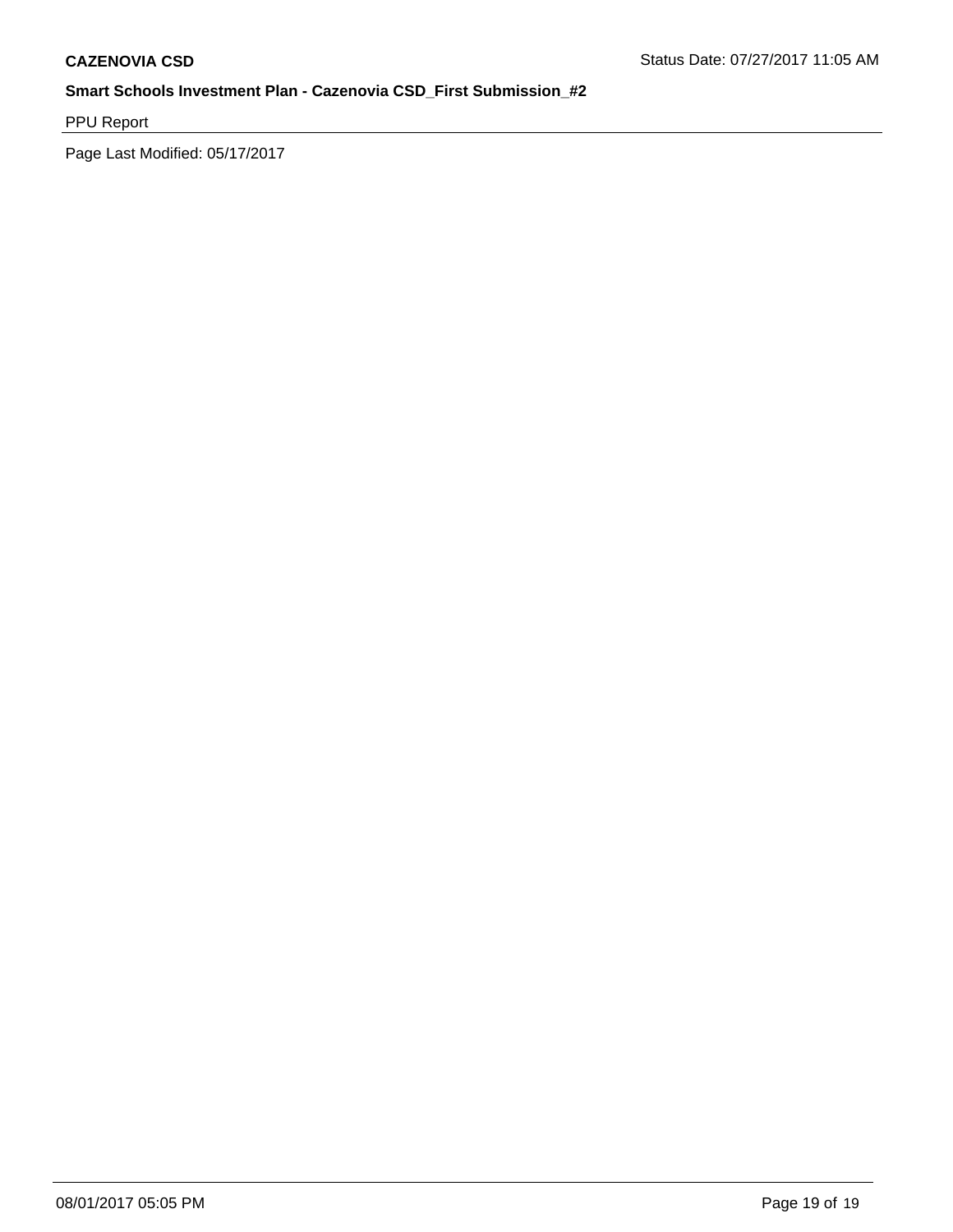PPU Report

Page Last Modified: 05/17/2017